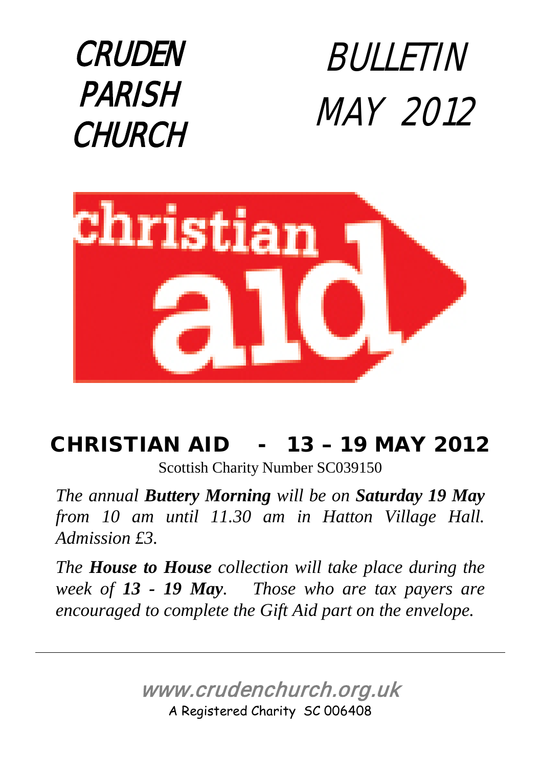# CRUDEN PARISH CHURCH

# BULLETIN MAY 2012

christian aid

## CHRISTIAN AID - 13 – 19 MAY 2012

Scottish Charity Number SC039150

*The annual **Buttery Morning** will be on **Saturday 19 May** from 10 am until 11.30 am in Hatton Village Hall. Admission £3.*

*The **House to House** collection will take place during the week of **13 - 19 May**. Those who are tax payers are encouraged to complete the Gift Aid part on the envelope.*

---

www.crudenchurch.org.uk

A Registered Charity SC 006408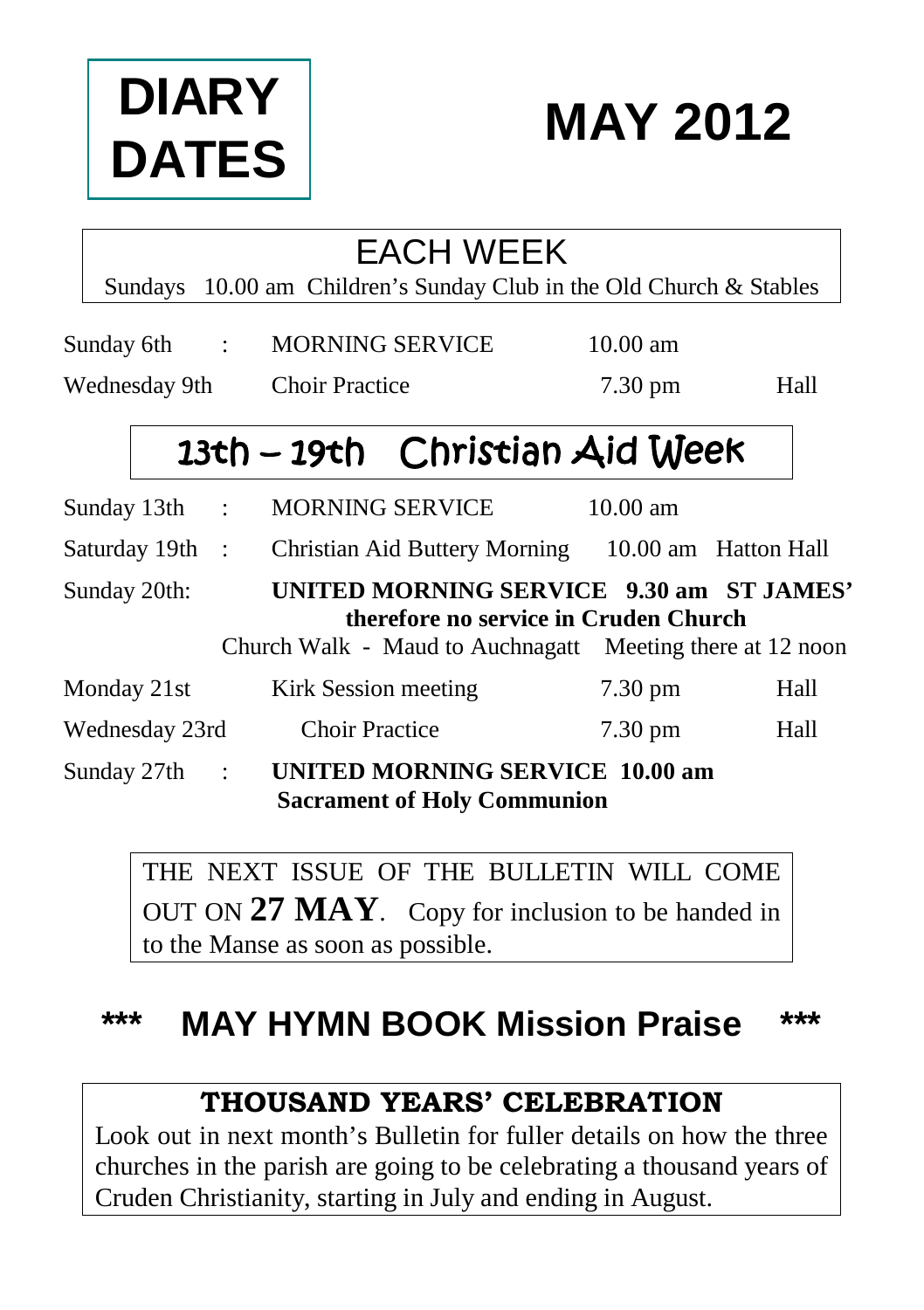# DIARY DATES

# MAY 2012

## EACH WEEK

Sundays 10.00 am Children's Sunday Club in the Old Church & Stables

| | | | |
|---|---|---|---|
| Sunday 6th : | MORNING SERVICE | 10.00 am | |
| Wednesday 9th | Choir Practice | 7.30 pm | Hall |

## 13th – 19th Christian Aid Week

| | | | |
|---|---|---|---|
| Sunday 13th : | MORNING SERVICE | 10.00 am | |
| Saturday 19th : | Christian Aid Buttery Morning | 10.00 am | Hatton Hall |

Sunday 20th: **UNITED MORNING SERVICE 9.30 am ST JAMES'**
**therefore no service in Cruden Church**
Church Walk - Maud to Auchnagatt Meeting there at 12 noon

| | | | |
|---|---|---|---|
| Monday 21st | Kirk Session meeting | 7.30 pm | Hall |
| Wednesday 23rd | Choir Practice | 7.30 pm | Hall |

Sunday 27th : **UNITED MORNING SERVICE 10.00 am**
**Sacrament of Holy Communion**

THE NEXT ISSUE OF THE BULLETIN WILL COME OUT ON **27 MAY**. Copy for inclusion to be handed in to the Manse as soon as possible.

## *** MAY HYMN BOOK Mission Praise ***

## THOUSAND YEARS' CELEBRATION

Look out in next month's Bulletin for fuller details on how the three churches in the parish are going to be celebrating a thousand years of Cruden Christianity, starting in July and ending in August.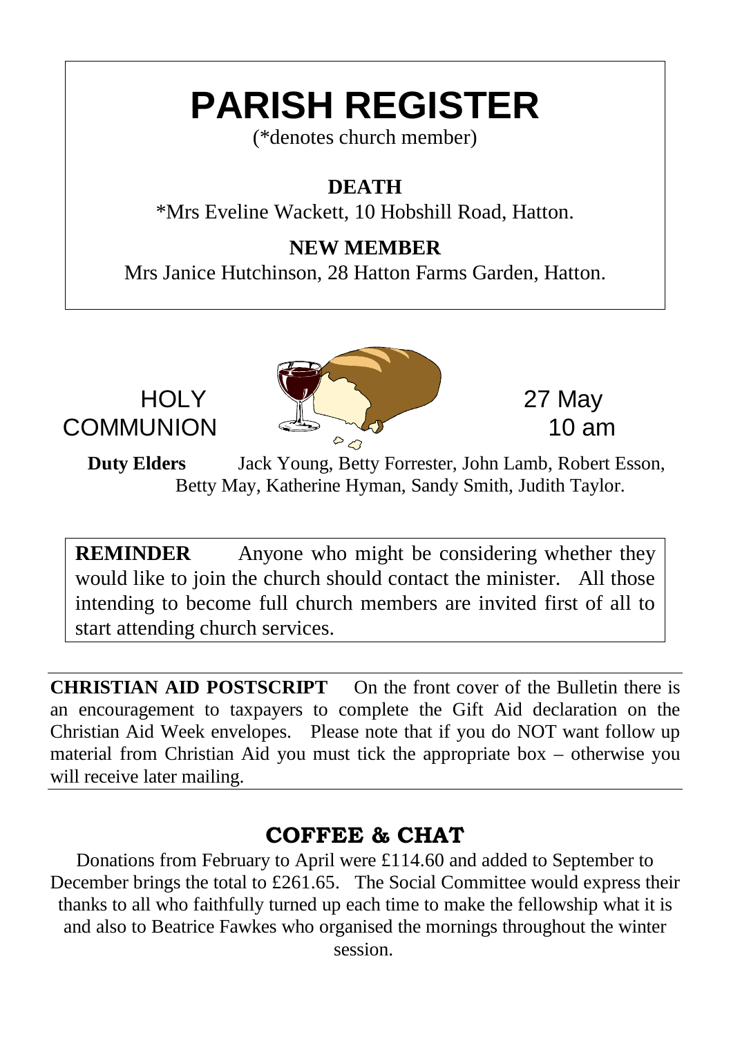# PARISH REGISTER

(*denotes church member)

**DEATH**

*Mrs Eveline Wackett, 10 Hobshill Road, Hatton.

**NEW MEMBER**

Mrs Janice Hutchinson, 28 Hatton Farms Garden, Hatton.

HOLY COMMUNION 27 May 10 am

**Duty Elders** Jack Young, Betty Forrester, John Lamb, Robert Esson, Betty May, Katherine Hyman, Sandy Smith, Judith Taylor.

**REMINDER** Anyone who might be considering whether they would like to join the church should contact the minister. All those intending to become full church members are invited first of all to start attending church services.

**CHRISTIAN AID POSTSCRIPT** On the front cover of the Bulletin there is an encouragement to taxpayers to complete the Gift Aid declaration on the Christian Aid Week envelopes. Please note that if you do NOT want follow up material from Christian Aid you must tick the appropriate box – otherwise you will receive later mailing.

## COFFEE & CHAT

Donations from February to April were £114.60 and added to September to December brings the total to £261.65. The Social Committee would express their thanks to all who faithfully turned up each time to make the fellowship what it is and also to Beatrice Fawkes who organised the mornings throughout the winter session.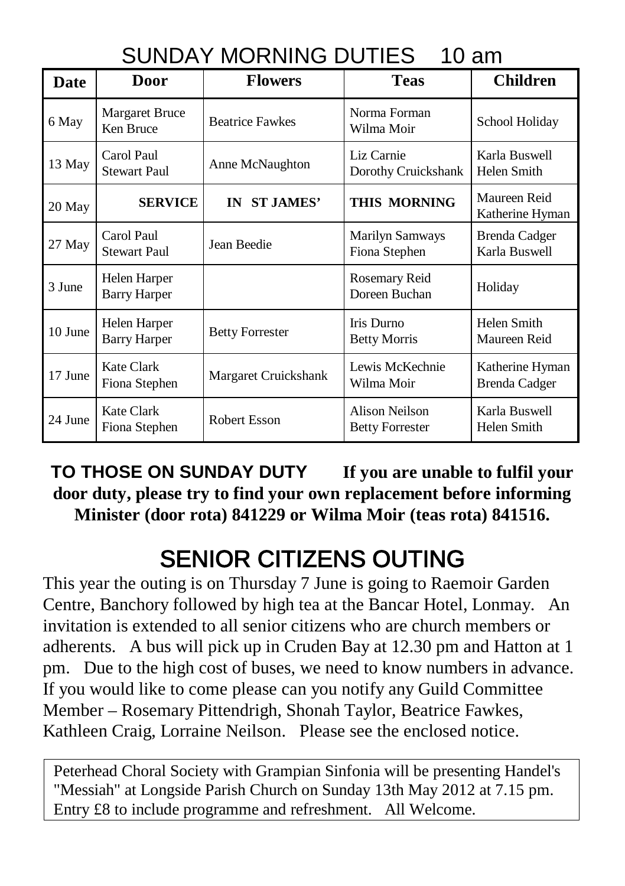# SUNDAY MORNING DUTIES 10 am

| Date | Door | Flowers | Teas | Children |
|---|---|---|---|---|
| 6 May | Margaret Bruce<br>Ken Bruce | Beatrice Fawkes | Norma Forman<br>Wilma Moir | School Holiday |
| 13 May | Carol Paul<br>Stewart Paul | Anne McNaughton | Liz Carnie<br>Dorothy Cruickshank | Karla Buswell<br>Helen Smith |
| 20 May | **SERVICE** | **IN ST JAMES'** | **THIS MORNING** | Maureen Reid<br>Katherine Hyman |
| 27 May | Carol Paul<br>Stewart Paul | Jean Beedie | Marilyn Samways<br>Fiona Stephen | Brenda Cadger<br>Karla Buswell |
| 3 June | Helen Harper<br>Barry Harper | | Rosemary Reid<br>Doreen Buchan | Holiday |
| 10 June | Helen Harper<br>Barry Harper | Betty Forrester | Iris Durno<br>Betty Morris | Helen Smith<br>Maureen Reid |
| 17 June | Kate Clark<br>Fiona Stephen | Margaret Cruickshank | Lewis McKechnie<br>Wilma Moir | Katherine Hyman<br>Brenda Cadger |
| 24 June | Kate Clark<br>Fiona Stephen | Robert Esson | Alison Neilson<br>Betty Forrester | Karla Buswell<br>Helen Smith |

**TO THOSE ON SUNDAY DUTY** **If you are unable to fulfil your door duty, please try to find your own replacement before informing Minister (door rota) 841229 or Wilma Moir (teas rota) 841516.**

# SENIOR CITIZENS OUTING

This year the outing is on Thursday 7 June is going to Raemoir Garden Centre, Banchory followed by high tea at the Bancar Hotel, Lonmay. An invitation is extended to all senior citizens who are church members or adherents. A bus will pick up in Cruden Bay at 12.30 pm and Hatton at 1 pm. Due to the high cost of buses, we need to know numbers in advance. If you would like to come please can you notify any Guild Committee Member – Rosemary Pittendrigh, Shonah Taylor, Beatrice Fawkes, Kathleen Craig, Lorraine Neilson. Please see the enclosed notice.

Peterhead Choral Society with Grampian Sinfonia will be presenting Handel's "Messiah" at Longside Parish Church on Sunday 13th May 2012 at 7.15 pm. Entry £8 to include programme and refreshment. All Welcome.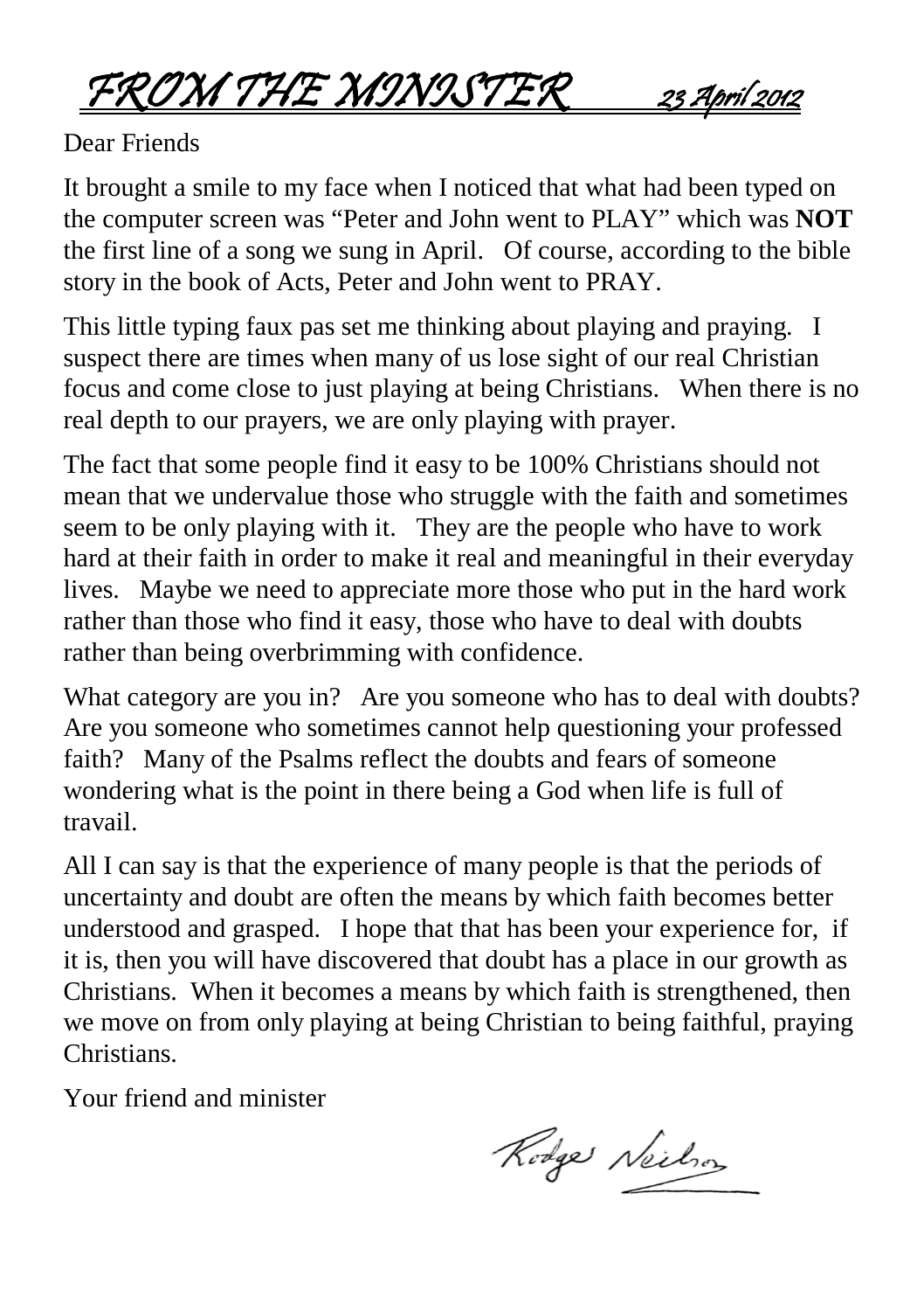# *FROM THE MINISTER* *23 April 2012*

Dear Friends

It brought a smile to my face when I noticed that what had been typed on the computer screen was "Peter and John went to PLAY" which was **NOT** the first line of a song we sung in April. Of course, according to the bible story in the book of Acts, Peter and John went to PRAY.

This little typing faux pas set me thinking about playing and praying. I suspect there are times when many of us lose sight of our real Christian focus and come close to just playing at being Christians. When there is no real depth to our prayers, we are only playing with prayer.

The fact that some people find it easy to be 100% Christians should not mean that we undervalue those who struggle with the faith and sometimes seem to be only playing with it. They are the people who have to work hard at their faith in order to make it real and meaningful in their everyday lives. Maybe we need to appreciate more those who put in the hard work rather than those who find it easy, those who have to deal with doubts rather than being overbrimming with confidence.

What category are you in? Are you someone who has to deal with doubts? Are you someone who sometimes cannot help questioning your professed faith? Many of the Psalms reflect the doubts and fears of someone wondering what is the point in there being a God when life is full of travail.

All I can say is that the experience of many people is that the periods of uncertainty and doubt are often the means by which faith becomes better understood and grasped. I hope that that has been your experience for, if it is, then you will have discovered that doubt has a place in our growth as Christians. When it becomes a means by which faith is strengthened, then we move on from only playing at being Christian to being faithful, praying Christians.

Your friend and minister

Rodger Neilson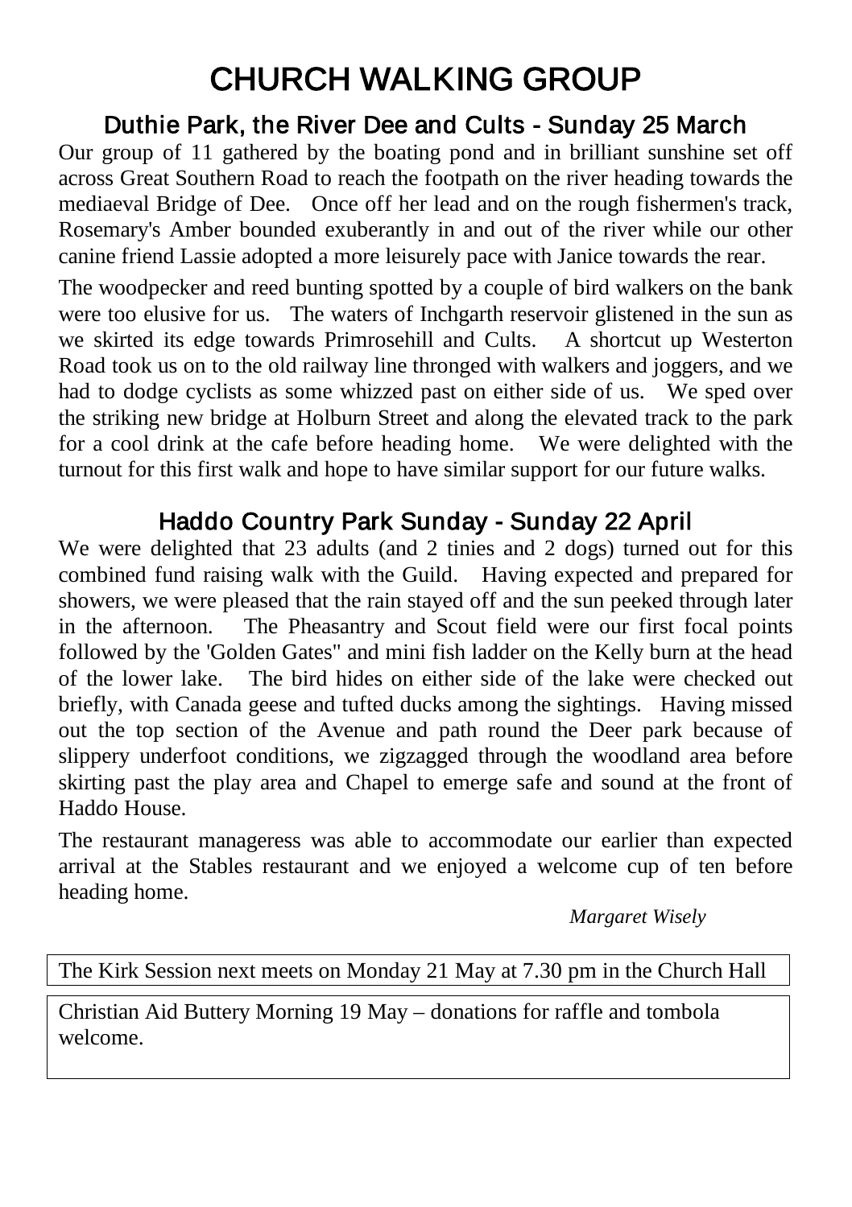# CHURCH WALKING GROUP

## Duthie Park, the River Dee and Cults - Sunday 25 March

Our group of 11 gathered by the boating pond and in brilliant sunshine set off across Great Southern Road to reach the footpath on the river heading towards the mediaeval Bridge of Dee. Once off her lead and on the rough fishermen's track, Rosemary's Amber bounded exuberantly in and out of the river while our other canine friend Lassie adopted a more leisurely pace with Janice towards the rear.

The woodpecker and reed bunting spotted by a couple of bird walkers on the bank were too elusive for us. The waters of Inchgarth reservoir glistened in the sun as we skirted its edge towards Primrosehill and Cults. A shortcut up Westerton Road took us on to the old railway line thronged with walkers and joggers, and we had to dodge cyclists as some whizzed past on either side of us. We sped over the striking new bridge at Holburn Street and along the elevated track to the park for a cool drink at the cafe before heading home. We were delighted with the turnout for this first walk and hope to have similar support for our future walks.

## Haddo Country Park Sunday - Sunday 22 April

We were delighted that 23 adults (and 2 tinies and 2 dogs) turned out for this combined fund raising walk with the Guild. Having expected and prepared for showers, we were pleased that the rain stayed off and the sun peeked through later in the afternoon. The Pheasantry and Scout field were our first focal points followed by the 'Golden Gates" and mini fish ladder on the Kelly burn at the head of the lower lake. The bird hides on either side of the lake were checked out briefly, with Canada geese and tufted ducks among the sightings. Having missed out the top section of the Avenue and path round the Deer park because of slippery underfoot conditions, we zigzagged through the woodland area before skirting past the play area and Chapel to emerge safe and sound at the front of Haddo House.

The restaurant manageress was able to accommodate our earlier than expected arrival at the Stables restaurant and we enjoyed a welcome cup of ten before heading home.

*Margaret Wisely*

The Kirk Session next meets on Monday 21 May at 7.30 pm in the Church Hall

Christian Aid Buttery Morning 19 May – donations for raffle and tombola welcome.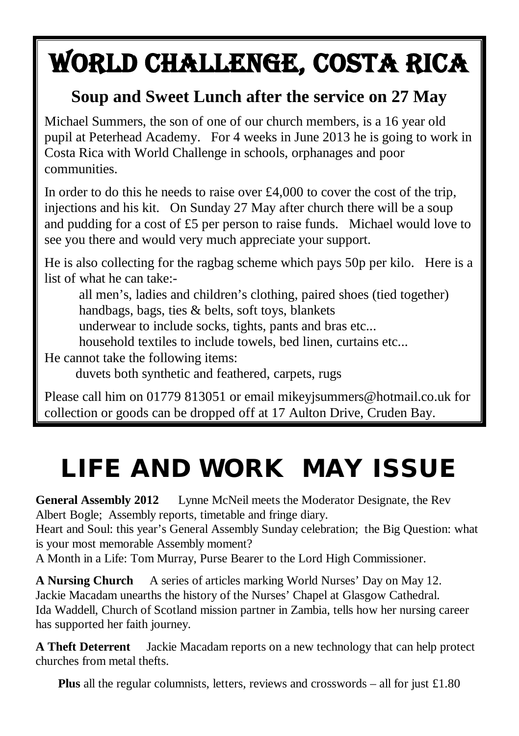# WORLD CHALLENGE, COSTA RICA

## Soup and Sweet Lunch after the service on 27 May

Michael Summers, the son of one of our church members, is a 16 year old pupil at Peterhead Academy. For 4 weeks in June 2013 he is going to work in Costa Rica with World Challenge in schools, orphanages and poor communities.

In order to do this he needs to raise over £4,000 to cover the cost of the trip, injections and his kit. On Sunday 27 May after church there will be a soup and pudding for a cost of £5 per person to raise funds. Michael would love to see you there and would very much appreciate your support.

He is also collecting for the ragbag scheme which pays 50p per kilo. Here is a list of what he can take:-

all men's, ladies and children's clothing, paired shoes (tied together)
handbags, bags, ties & belts, soft toys, blankets
underwear to include socks, tights, pants and bras etc...
household textiles to include towels, bed linen, curtains etc...

He cannot take the following items:

duvets both synthetic and feathered, carpets, rugs

Please call him on 01779 813051 or email mikeyjsummers@hotmail.co.uk for collection or goods can be dropped off at 17 Aulton Drive, Cruden Bay.

# LIFE AND WORK MAY ISSUE

**General Assembly 2012** Lynne McNeil meets the Moderator Designate, the Rev Albert Bogle; Assembly reports, timetable and fringe diary.
Heart and Soul: this year's General Assembly Sunday celebration; the Big Question: what is your most memorable Assembly moment?
A Month in a Life: Tom Murray, Purse Bearer to the Lord High Commissioner.

**A Nursing Church** A series of articles marking World Nurses' Day on May 12.
Jackie Macadam unearths the history of the Nurses' Chapel at Glasgow Cathedral.
Ida Waddell, Church of Scotland mission partner in Zambia, tells how her nursing career has supported her faith journey.

**A Theft Deterrent** Jackie Macadam reports on a new technology that can help protect churches from metal thefts.

**Plus** all the regular columnists, letters, reviews and crosswords – all for just £1.80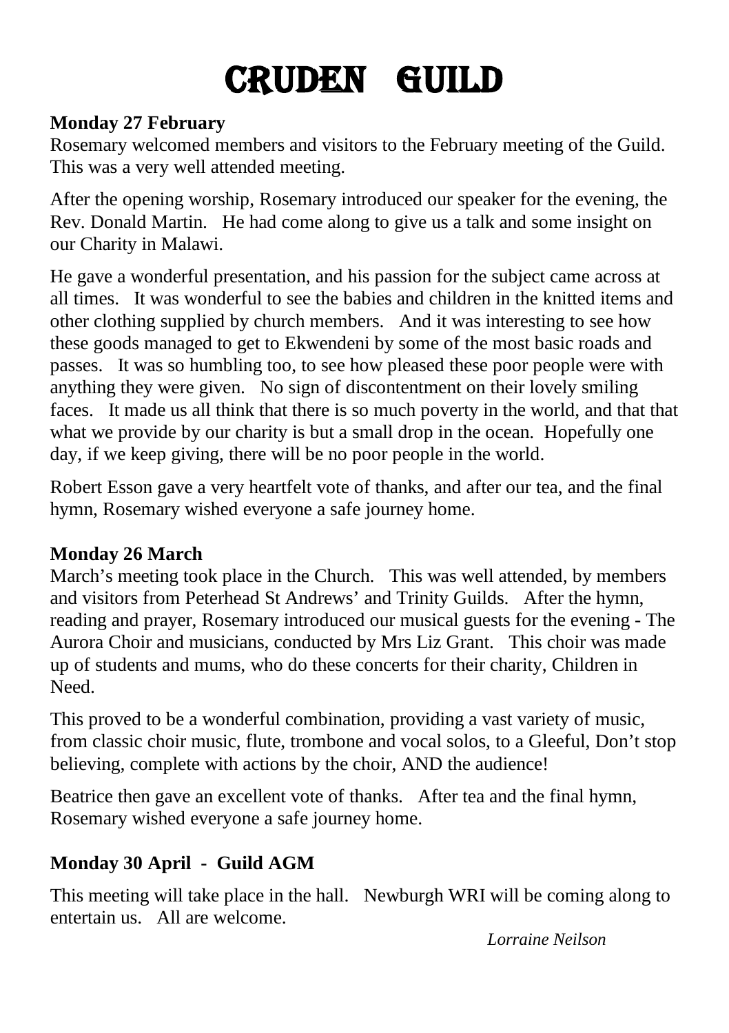# CRUDEN GUILD

**Monday 27 February**
Rosemary welcomed members and visitors to the February meeting of the Guild. This was a very well attended meeting.

After the opening worship, Rosemary introduced our speaker for the evening, the Rev. Donald Martin. He had come along to give us a talk and some insight on our Charity in Malawi.

He gave a wonderful presentation, and his passion for the subject came across at all times. It was wonderful to see the babies and children in the knitted items and other clothing supplied by church members. And it was interesting to see how these goods managed to get to Ekwendeni by some of the most basic roads and passes. It was so humbling too, to see how pleased these poor people were with anything they were given. No sign of discontentment on their lovely smiling faces. It made us all think that there is so much poverty in the world, and that that what we provide by our charity is but a small drop in the ocean. Hopefully one day, if we keep giving, there will be no poor people in the world.

Robert Esson gave a very heartfelt vote of thanks, and after our tea, and the final hymn, Rosemary wished everyone a safe journey home.

**Monday 26 March**
March's meeting took place in the Church. This was well attended, by members and visitors from Peterhead St Andrews' and Trinity Guilds. After the hymn, reading and prayer, Rosemary introduced our musical guests for the evening - The Aurora Choir and musicians, conducted by Mrs Liz Grant. This choir was made up of students and mums, who do these concerts for their charity, Children in Need.

This proved to be a wonderful combination, providing a vast variety of music, from classic choir music, flute, trombone and vocal solos, to a Gleeful, Don't stop believing, complete with actions by the choir, AND the audience!

Beatrice then gave an excellent vote of thanks. After tea and the final hymn, Rosemary wished everyone a safe journey home.

**Monday 30 April - Guild AGM**

This meeting will take place in the hall. Newburgh WRI will be coming along to entertain us. All are welcome.

*Lorraine Neilson*